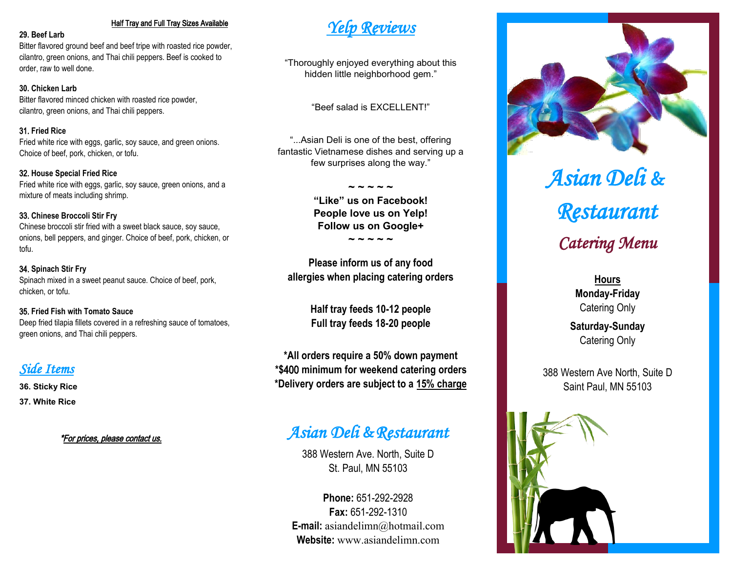Half Tray and Full Tray Sizes Available

**29. Beef Larb**
Bitter flavored ground beef and beef tripe with roasted rice powder, cilantro, green onions, and Thai chili peppers. Beef is cooked to order, raw to well done.

**30. Chicken Larb**
Bitter flavored minced chicken with roasted rice powder, cilantro, green onions, and Thai chili peppers.

**31. Fried Rice**
Fried white rice with eggs, garlic, soy sauce, and green onions. Choice of beef, pork, chicken, or tofu.

**32. House Special Fried Rice**
Fried white rice with eggs, garlic, soy sauce, green onions, and a mixture of meats including shrimp.

**33. Chinese Broccoli Stir Fry**
Chinese broccoli stir fried with a sweet black sauce, soy sauce, onions, bell peppers, and ginger. Choice of beef, pork, chicken, or tofu.

**34. Spinach Stir Fry**
Spinach mixed in a sweet peanut sauce. Choice of beef, pork, chicken, or tofu.

**35. Fried Fish with Tomato Sauce**
Deep fried tilapia fillets covered in a refreshing sauce of tomatoes, green onions, and Thai chili peppers.

## *Side Items*

**36. Sticky Rice**

**37. White Rice**

*For prices, please contact us.*

## *Yelp Reviews*

"Thoroughly enjoyed everything about this hidden little neighborhood gem."

"Beef salad is EXCELLENT!"

"...Asian Deli is one of the best, offering fantastic Vietnamese dishes and serving up a few surprises along the way."

~ ~ ~ ~ ~

**"Like" us on Facebook!**
**People love us on Yelp!**
**Follow us on Google+**

~ ~ ~ ~ ~

**Please inform us of any food allergies when placing catering orders**

**Half tray feeds 10-12 people**
**Full tray feeds 18-20 people**

***All orders require a 50% down payment**
***$400 minimum for weekend catering orders**
***Delivery orders are subject to a 15% charge**

## *Asian Deli & Restaurant*

388 Western Ave. North, Suite D
St. Paul, MN 55103

**Phone:** 651-292-2928
**Fax:** 651-292-1310
**E-mail:** asiandelimn@hotmail.com
**Website:** www.asiandelimn.com

# *Asian Deli & Restaurant*

## *Catering Menu*

**Hours**

**Monday-Friday**
Catering Only

**Saturday-Sunday**
Catering Only

388 Western Ave North, Suite D
Saint Paul, MN 55103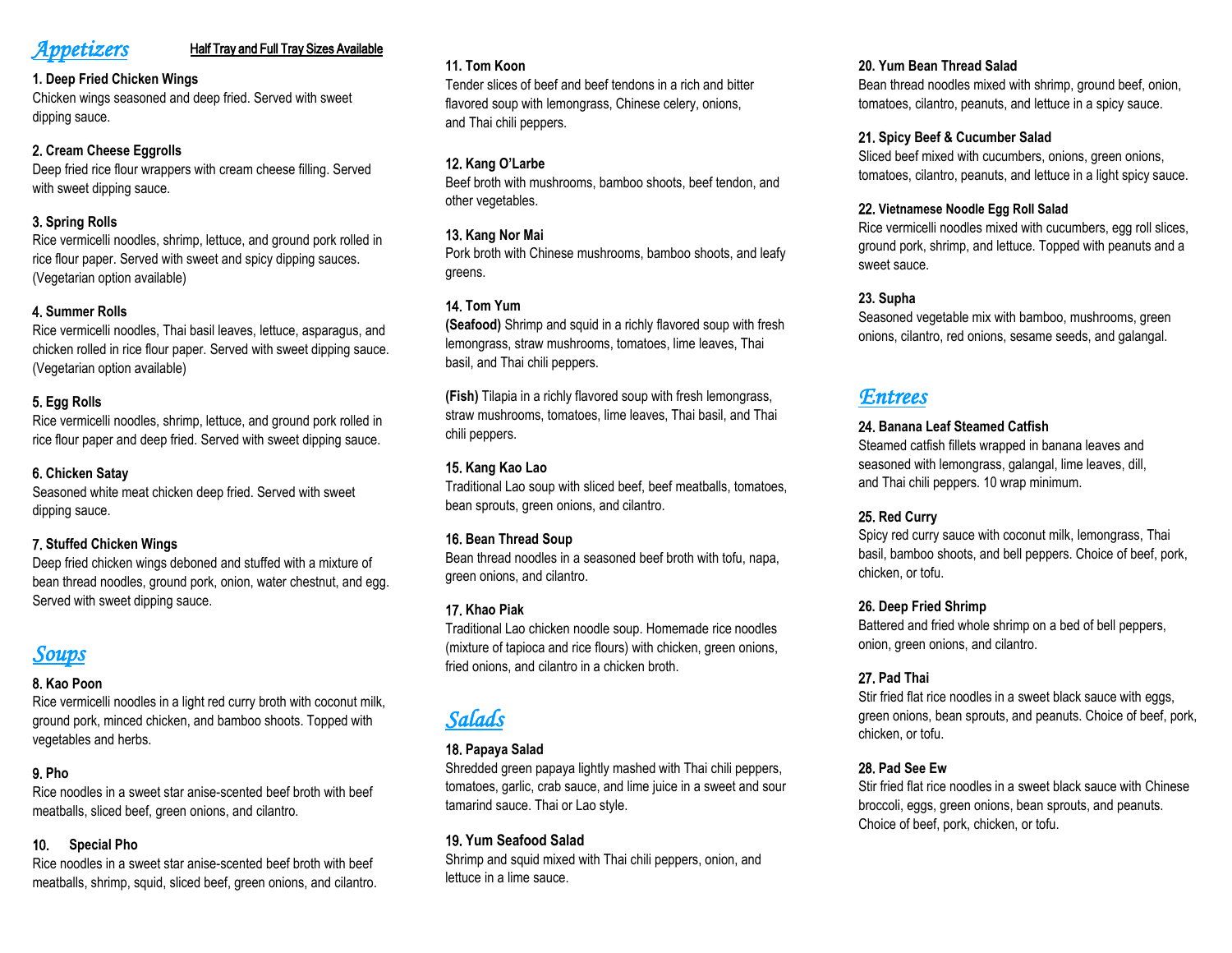## *Appetizers*

**Half Tray and Full Tray Sizes Available**

**1. Deep Fried Chicken Wings**
Chicken wings seasoned and deep fried. Served with sweet dipping sauce.

**2. Cream Cheese Eggrolls**
Deep fried rice flour wrappers with cream cheese filling. Served with sweet dipping sauce.

**3. Spring Rolls**
Rice vermicelli noodles, shrimp, lettuce, and ground pork rolled in rice flour paper. Served with sweet and spicy dipping sauces. (Vegetarian option available)

**4. Summer Rolls**
Rice vermicelli noodles, Thai basil leaves, lettuce, asparagus, and chicken rolled in rice flour paper. Served with sweet dipping sauce. (Vegetarian option available)

**5. Egg Rolls**
Rice vermicelli noodles, shrimp, lettuce, and ground pork rolled in rice flour paper and deep fried. Served with sweet dipping sauce.

**6. Chicken Satay**
Seasoned white meat chicken deep fried. Served with sweet dipping sauce.

**7. Stuffed Chicken Wings**
Deep fried chicken wings deboned and stuffed with a mixture of bean thread noodles, ground pork, onion, water chestnut, and egg. Served with sweet dipping sauce.

## *Soups*

**8. Kao Poon**
Rice vermicelli noodles in a light red curry broth with coconut milk, ground pork, minced chicken, and bamboo shoots. Topped with vegetables and herbs.

**9. Pho**
Rice noodles in a sweet star anise-scented beef broth with beef meatballs, sliced beef, green onions, and cilantro.

**10. Special Pho**
Rice noodles in a sweet star anise-scented beef broth with beef meatballs, shrimp, squid, sliced beef, green onions, and cilantro.

**11. Tom Koon**
Tender slices of beef and beef tendons in a rich and bitter flavored soup with lemongrass, Chinese celery, onions, and Thai chili peppers.

**12. Kang O'Larbe**
Beef broth with mushrooms, bamboo shoots, beef tendon, and other vegetables.

**13. Kang Nor Mai**
Pork broth with Chinese mushrooms, bamboo shoots, and leafy greens.

**14. Tom Yum**
**(Seafood)** Shrimp and squid in a richly flavored soup with fresh lemongrass, straw mushrooms, tomatoes, lime leaves, Thai basil, and Thai chili peppers.

**(Fish)** Tilapia in a richly flavored soup with fresh lemongrass, straw mushrooms, tomatoes, lime leaves, Thai basil, and Thai chili peppers.

**15. Kang Kao Lao**
Traditional Lao soup with sliced beef, beef meatballs, tomatoes, bean sprouts, green onions, and cilantro.

**16. Bean Thread Soup**
Bean thread noodles in a seasoned beef broth with tofu, napa, green onions, and cilantro.

**17. Khao Piak**
Traditional Lao chicken noodle soup. Homemade rice noodles (mixture of tapioca and rice flours) with chicken, green onions, fried onions, and cilantro in a chicken broth.

## *Salads*

**18. Papaya Salad**
Shredded green papaya lightly mashed with Thai chili peppers, tomatoes, garlic, crab sauce, and lime juice in a sweet and sour tamarind sauce. Thai or Lao style.

**19. Yum Seafood Salad**
Shrimp and squid mixed with Thai chili peppers, onion, and lettuce in a lime sauce.

**20. Yum Bean Thread Salad**
Bean thread noodles mixed with shrimp, ground beef, onion, tomatoes, cilantro, peanuts, and lettuce in a spicy sauce.

**21. Spicy Beef & Cucumber Salad**
Sliced beef mixed with cucumbers, onions, green onions, tomatoes, cilantro, peanuts, and lettuce in a light spicy sauce.

**22. Vietnamese Noodle Egg Roll Salad**
Rice vermicelli noodles mixed with cucumbers, egg roll slices, ground pork, shrimp, and lettuce. Topped with peanuts and a sweet sauce.

**23. Supha**
Seasoned vegetable mix with bamboo, mushrooms, green onions, cilantro, red onions, sesame seeds, and galangal.

## *Entrees*

**24. Banana Leaf Steamed Catfish**
Steamed catfish fillets wrapped in banana leaves and seasoned with lemongrass, galangal, lime leaves, dill, and Thai chili peppers. 10 wrap minimum.

**25. Red Curry**
Spicy red curry sauce with coconut milk, lemongrass, Thai basil, bamboo shoots, and bell peppers. Choice of beef, pork, chicken, or tofu.

**26. Deep Fried Shrimp**
Battered and fried whole shrimp on a bed of bell peppers, onion, green onions, and cilantro.

**27. Pad Thai**
Stir fried flat rice noodles in a sweet black sauce with eggs, green onions, bean sprouts, and peanuts. Choice of beef, pork, chicken, or tofu.

**28. Pad See Ew**
Stir fried flat rice noodles in a sweet black sauce with Chinese broccoli, eggs, green onions, bean sprouts, and peanuts. Choice of beef, pork, chicken, or tofu.